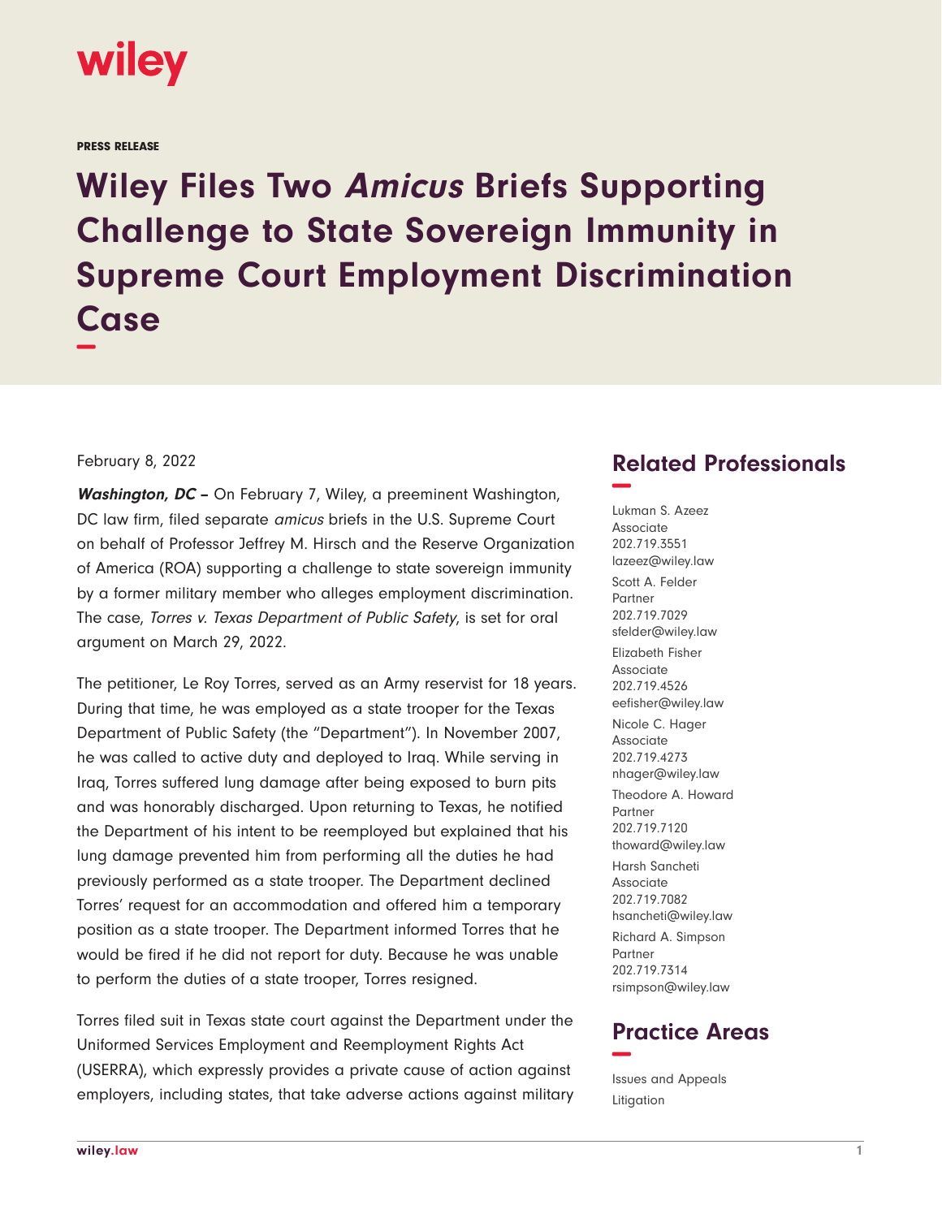PRESS RELEASE

# Wiley Files Two *Amicus* Briefs Supporting Challenge to State Sovereign Immunity in Supreme Court Employment Discrimination Case

February 8, 2022

***Washington, DC –*** On February 7, Wiley, a preeminent Washington, DC law firm, filed separate *amicus* briefs in the U.S. Supreme Court on behalf of Professor Jeffrey M. Hirsch and the Reserve Organization of America (ROA) supporting a challenge to state sovereign immunity by a former military member who alleges employment discrimination. The case, *Torres v. Texas Department of Public Safety*, is set for oral argument on March 29, 2022.

The petitioner, Le Roy Torres, served as an Army reservist for 18 years. During that time, he was employed as a state trooper for the Texas Department of Public Safety (the "Department"). In November 2007, he was called to active duty and deployed to Iraq. While serving in Iraq, Torres suffered lung damage after being exposed to burn pits and was honorably discharged. Upon returning to Texas, he notified the Department of his intent to be reemployed but explained that his lung damage prevented him from performing all the duties he had previously performed as a state trooper. The Department declined Torres' request for an accommodation and offered him a temporary position as a state trooper. The Department informed Torres that he would be fired if he did not report for duty. Because he was unable to perform the duties of a state trooper, Torres resigned.

Torres filed suit in Texas state court against the Department under the Uniformed Services Employment and Reemployment Rights Act (USERRA), which expressly provides a private cause of action against employers, including states, that take adverse actions against military

## Related Professionals

Lukman S. Azeez
Associate
202.719.3551
lazeez@wiley.law

Scott A. Felder
Partner
202.719.7029
sfelder@wiley.law

Elizabeth Fisher
Associate
202.719.4526
eefisher@wiley.law

Nicole C. Hager
Associate
202.719.4273
nhager@wiley.law

Theodore A. Howard
Partner
202.719.7120
thoward@wiley.law

Harsh Sancheti
Associate
202.719.7082
hsancheti@wiley.law

Richard A. Simpson
Partner
202.719.7314
rsimpson@wiley.law

## Practice Areas

Issues and Appeals

Litigation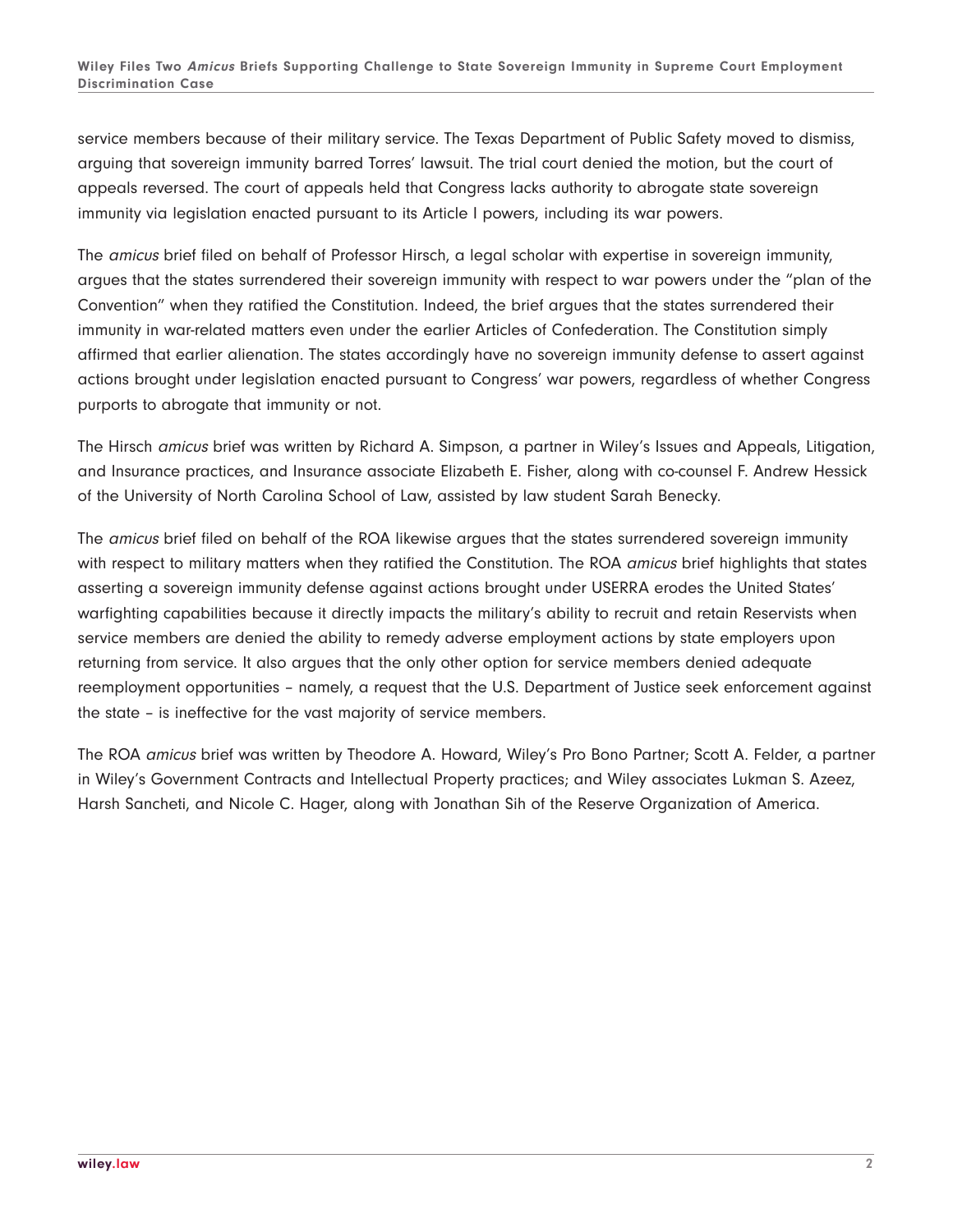service members because of their military service. The Texas Department of Public Safety moved to dismiss, arguing that sovereign immunity barred Torres' lawsuit. The trial court denied the motion, but the court of appeals reversed. The court of appeals held that Congress lacks authority to abrogate state sovereign immunity via legislation enacted pursuant to its Article I powers, including its war powers.

The *amicus* brief filed on behalf of Professor Hirsch, a legal scholar with expertise in sovereign immunity, argues that the states surrendered their sovereign immunity with respect to war powers under the "plan of the Convention" when they ratified the Constitution. Indeed, the brief argues that the states surrendered their immunity in war-related matters even under the earlier Articles of Confederation. The Constitution simply affirmed that earlier alienation. The states accordingly have no sovereign immunity defense to assert against actions brought under legislation enacted pursuant to Congress' war powers, regardless of whether Congress purports to abrogate that immunity or not.

The Hirsch *amicus* brief was written by Richard A. Simpson, a partner in Wiley's Issues and Appeals, Litigation, and Insurance practices, and Insurance associate Elizabeth E. Fisher, along with co-counsel F. Andrew Hessick of the University of North Carolina School of Law, assisted by law student Sarah Benecky.

The *amicus* brief filed on behalf of the ROA likewise argues that the states surrendered sovereign immunity with respect to military matters when they ratified the Constitution. The ROA *amicus* brief highlights that states asserting a sovereign immunity defense against actions brought under USERRA erodes the United States' warfighting capabilities because it directly impacts the military's ability to recruit and retain Reservists when service members are denied the ability to remedy adverse employment actions by state employers upon returning from service. It also argues that the only other option for service members denied adequate reemployment opportunities – namely, a request that the U.S. Department of Justice seek enforcement against the state – is ineffective for the vast majority of service members.

The ROA *amicus* brief was written by Theodore A. Howard, Wiley's Pro Bono Partner; Scott A. Felder, a partner in Wiley's Government Contracts and Intellectual Property practices; and Wiley associates Lukman S. Azeez, Harsh Sancheti, and Nicole C. Hager, along with Jonathan Sih of the Reserve Organization of America.